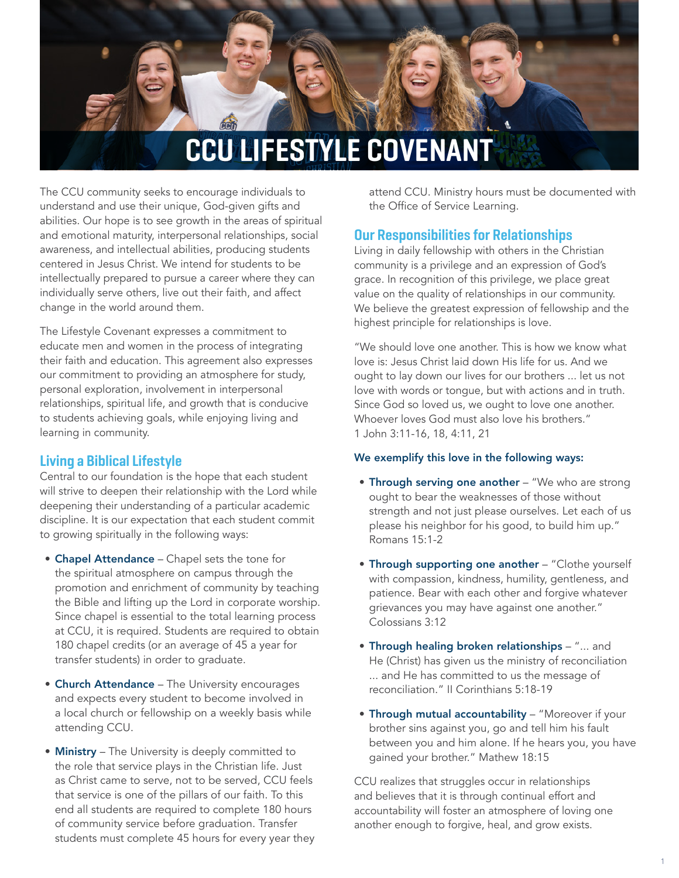# CCU LIFESTYLE COVENANT

The CCU community seeks to encourage individuals to understand and use their unique, God-given gifts and abilities. Our hope is to see growth in the areas of spiritual and emotional maturity, interpersonal relationships, social awareness, and intellectual abilities, producing students centered in Jesus Christ. We intend for students to be intellectually prepared to pursue a career where they can individually serve others, live out their faith, and affect change in the world around them.

The Lifestyle Covenant expresses a commitment to educate men and women in the process of integrating their faith and education. This agreement also expresses our commitment to providing an atmosphere for study, personal exploration, involvement in interpersonal relationships, spiritual life, and growth that is conducive to students achieving goals, while enjoying living and learning in community.

## Living a Biblical Lifestyle

Central to our foundation is the hope that each student will strive to deepen their relationship with the Lord while deepening their understanding of a particular academic discipline. It is our expectation that each student commit to growing spiritually in the following ways:

- **Chapel Attendance** – Chapel sets the tone for the spiritual atmosphere on campus through the promotion and enrichment of community by teaching the Bible and lifting up the Lord in corporate worship. Since chapel is essential to the total learning process at CCU, it is required. Students are required to obtain 180 chapel credits (or an average of 45 a year for transfer students) in order to graduate.
- **Church Attendance** – The University encourages and expects every student to become involved in a local church or fellowship on a weekly basis while attending CCU.
- **Ministry** – The University is deeply committed to the role that service plays in the Christian life. Just as Christ came to serve, not to be served, CCU feels that service is one of the pillars of our faith. To this end all students are required to complete 180 hours of community service before graduation. Transfer students must complete 45 hours for every year they attend CCU. Ministry hours must be documented with the Office of Service Learning.

## Our Responsibilities for Relationships

Living in daily fellowship with others in the Christian community is a privilege and an expression of God's grace. In recognition of this privilege, we place great value on the quality of relationships in our community. We believe the greatest expression of fellowship and the highest principle for relationships is love.

"We should love one another. This is how we know what love is: Jesus Christ laid down His life for us. And we ought to lay down our lives for our brothers ... let us not love with words or tongue, but with actions and in truth. Since God so loved us, we ought to love one another. Whoever loves God must also love his brothers." 1 John 3:11-16, 18, 4:11, 21

**We exemplify this love in the following ways:**

- **Through serving one another** – "We who are strong ought to bear the weaknesses of those without strength and not just please ourselves. Let each of us please his neighbor for his good, to build him up." Romans 15:1-2
- **Through supporting one another** – "Clothe yourself with compassion, kindness, humility, gentleness, and patience. Bear with each other and forgive whatever grievances you may have against one another." Colossians 3:12
- **Through healing broken relationships** – "... and He (Christ) has given us the ministry of reconciliation ... and He has committed to us the message of reconciliation." II Corinthians 5:18-19
- **Through mutual accountability** – "Moreover if your brother sins against you, go and tell him his fault between you and him alone. If he hears you, you have gained your brother." Mathew 18:15

CCU realizes that struggles occur in relationships and believes that it is through continual effort and accountability will foster an atmosphere of loving one another enough to forgive, heal, and grow exists.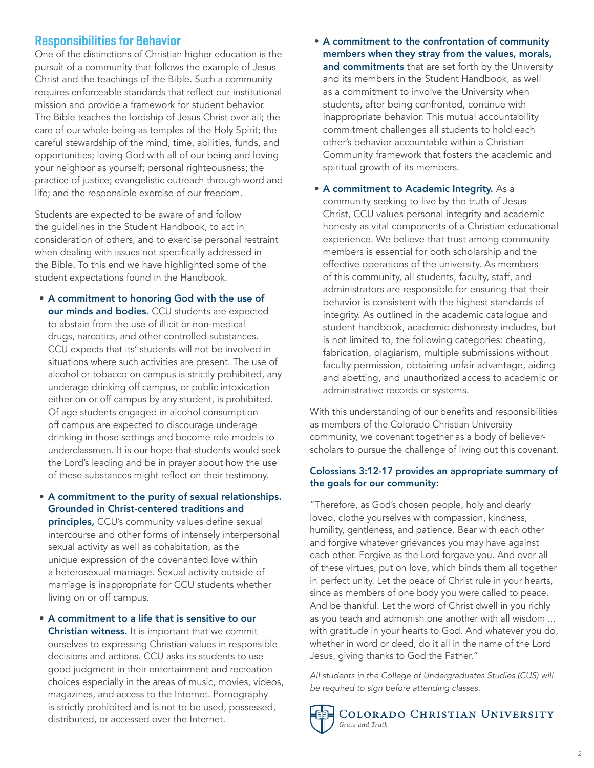## Responsibilities for Behavior

One of the distinctions of Christian higher education is the pursuit of a community that follows the example of Jesus Christ and the teachings of the Bible. Such a community requires enforceable standards that reflect our institutional mission and provide a framework for student behavior. The Bible teaches the lordship of Jesus Christ over all; the care of our whole being as temples of the Holy Spirit; the careful stewardship of the mind, time, abilities, funds, and opportunities; loving God with all of our being and loving your neighbor as yourself; personal righteousness; the practice of justice; evangelistic outreach through word and life; and the responsible exercise of our freedom.

Students are expected to be aware of and follow the guidelines in the Student Handbook, to act in consideration of others, and to exercise personal restraint when dealing with issues not specifically addressed in the Bible. To this end we have highlighted some of the student expectations found in the Handbook.

- **A commitment to honoring God with the use of our minds and bodies.** CCU students are expected to abstain from the use of illicit or non-medical drugs, narcotics, and other controlled substances. CCU expects that its' students will not be involved in situations where such activities are present. The use of alcohol or tobacco on campus is strictly prohibited, any underage drinking off campus, or public intoxication either on or off campus by any student, is prohibited. Of age students engaged in alcohol consumption off campus are expected to discourage underage drinking in those settings and become role models to underclassmen. It is our hope that students would seek the Lord's leading and be in prayer about how the use of these substances might reflect on their testimony.

- **A commitment to the purity of sexual relationships. Grounded in Christ-centered traditions and principles,** CCU's community values define sexual intercourse and other forms of intensely interpersonal sexual activity as well as cohabitation, as the unique expression of the covenanted love within a heterosexual marriage. Sexual activity outside of marriage is inappropriate for CCU students whether living on or off campus.

- **A commitment to a life that is sensitive to our Christian witness.** It is important that we commit ourselves to expressing Christian values in responsible decisions and actions. CCU asks its students to use good judgment in their entertainment and recreation choices especially in the areas of music, movies, videos, magazines, and access to the Internet. Pornography is strictly prohibited and is not to be used, possessed, distributed, or accessed over the Internet.

- **A commitment to the confrontation of community members when they stray from the values, morals, and commitments** that are set forth by the University and its members in the Student Handbook, as well as a commitment to involve the University when students, after being confronted, continue with inappropriate behavior. This mutual accountability commitment challenges all students to hold each other's behavior accountable within a Christian Community framework that fosters the academic and spiritual growth of its members.

- **A commitment to Academic Integrity.** As a community seeking to live by the truth of Jesus Christ, CCU values personal integrity and academic honesty as vital components of a Christian educational experience. We believe that trust among community members is essential for both scholarship and the effective operations of the university. As members of this community, all students, faculty, staff, and administrators are responsible for ensuring that their behavior is consistent with the highest standards of integrity. As outlined in the academic catalogue and student handbook, academic dishonesty includes, but is not limited to, the following categories: cheating, fabrication, plagiarism, multiple submissions without faculty permission, obtaining unfair advantage, aiding and abetting, and unauthorized access to academic or administrative records or systems.

With this understanding of our benefits and responsibilities as members of the Colorado Christian University community, we covenant together as a body of believer-scholars to pursue the challenge of living out this covenant.

**Colossians 3:12-17 provides an appropriate summary of the goals for our community:**

"Therefore, as God's chosen people, holy and dearly loved, clothe yourselves with compassion, kindness, humility, gentleness, and patience. Bear with each other and forgive whatever grievances you may have against each other. Forgive as the Lord forgave you. And over all of these virtues, put on love, which binds them all together in perfect unity. Let the peace of Christ rule in your hearts, since as members of one body you were called to peace. And be thankful. Let the word of Christ dwell in you richly as you teach and admonish one another with all wisdom ... with gratitude in your hearts to God. And whatever you do, whether in word or deed, do it all in the name of the Lord Jesus, giving thanks to God the Father."

*All students in the College of Undergraduates Studies (CUS) will be required to sign before attending classes.*

Colorado Christian University
Grace and Truth